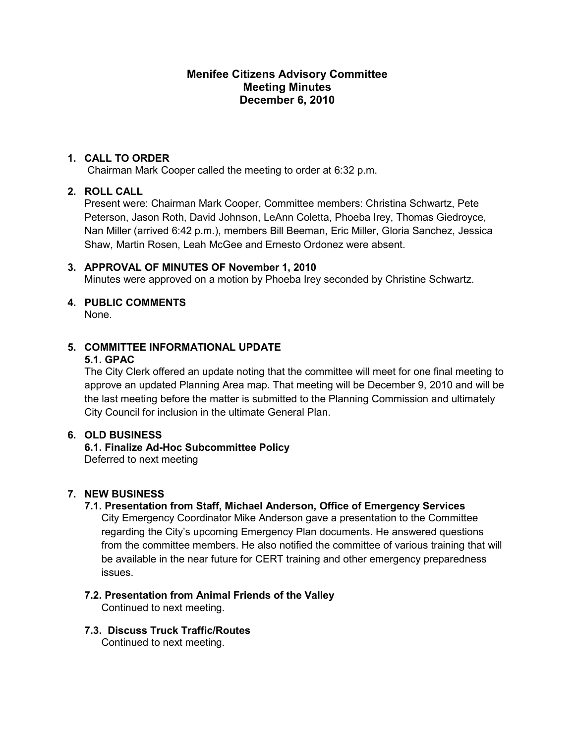# Menifee Citizens Advisory Committee
## Meeting Minutes
## December 6, 2010

1. **CALL TO ORDER**
   Chairman Mark Cooper called the meeting to order at 6:32 p.m.

2. **ROLL CALL**
   Present were: Chairman Mark Cooper, Committee members: Christina Schwartz, Pete Peterson, Jason Roth, David Johnson, LeAnn Coletta, Phoeba Irey, Thomas Giedroyce, Nan Miller (arrived 6:42 p.m.), members Bill Beeman, Eric Miller, Gloria Sanchez, Jessica Shaw, Martin Rosen, Leah McGee and Ernesto Ordonez were absent.

3. **APPROVAL OF MINUTES OF November 1, 2010**
   Minutes were approved on a motion by Phoeba Irey seconded by Christine Schwartz.

4. **PUBLIC COMMENTS**
   None.

5. **COMMITTEE INFORMATIONAL UPDATE**
   **5.1. GPAC**
   The City Clerk offered an update noting that the committee will meet for one final meeting to approve an updated Planning Area map. That meeting will be December 9, 2010 and will be the last meeting before the matter is submitted to the Planning Commission and ultimately City Council for inclusion in the ultimate General Plan.

6. **OLD BUSINESS**
   **6.1. Finalize Ad-Hoc Subcommittee Policy**
   Deferred to next meeting

7. **NEW BUSINESS**
   **7.1. Presentation from Staff, Michael Anderson, Office of Emergency Services**
   City Emergency Coordinator Mike Anderson gave a presentation to the Committee regarding the City's upcoming Emergency Plan documents. He answered questions from the committee members. He also notified the committee of various training that will be available in the near future for CERT training and other emergency preparedness issues.

   **7.2. Presentation from Animal Friends of the Valley**
   Continued to next meeting.

   **7.3. Discuss Truck Traffic/Routes**
   Continued to next meeting.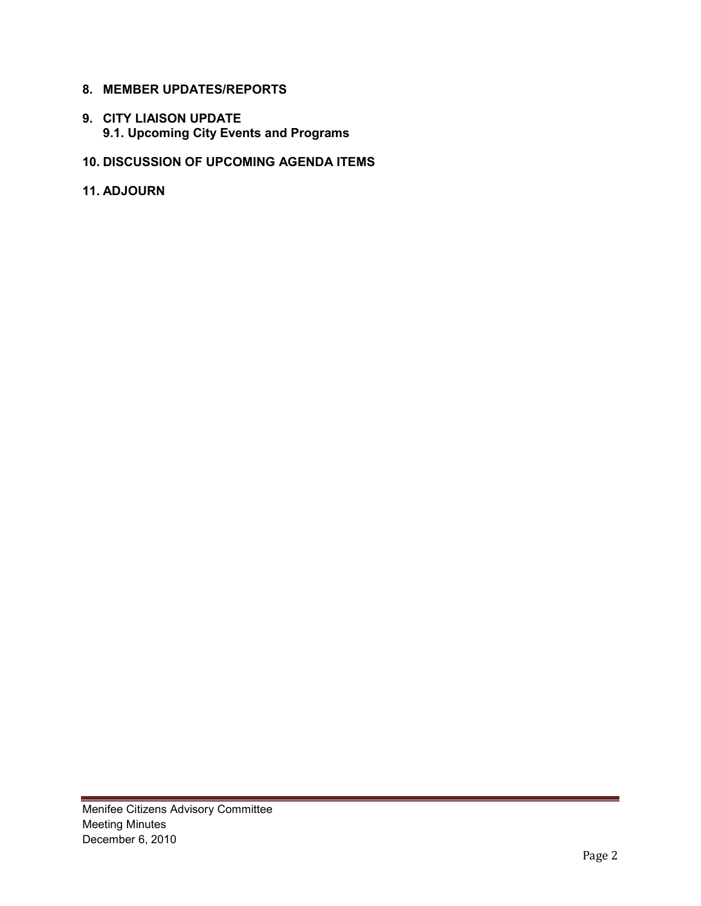**8. MEMBER UPDATES/REPORTS**

**9. CITY LIAISON UPDATE**

**9.1. Upcoming City Events and Programs**

**10. DISCUSSION OF UPCOMING AGENDA ITEMS**

**11. ADJOURN**